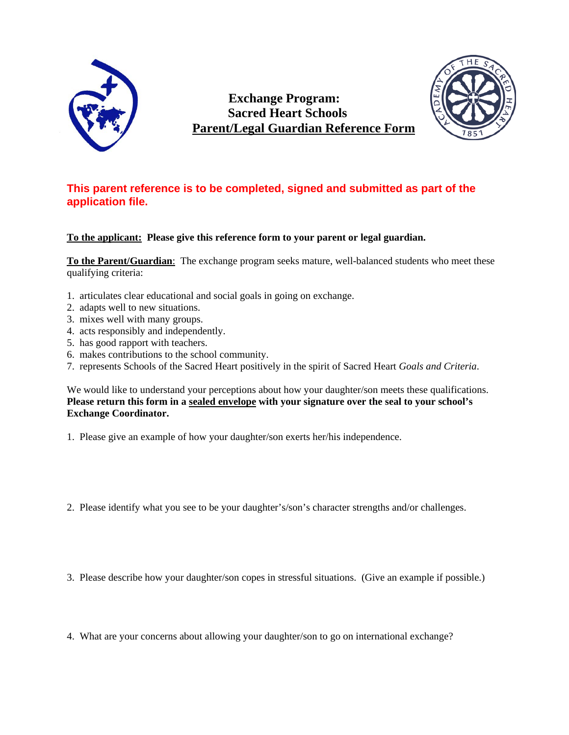# Exchange Program: Sacred Heart Schools

## Parent/Legal Guardian Reference Form

**This parent reference is to be completed, signed and submitted as part of the application file.**

**To the applicant: Please give this reference form to your parent or legal guardian.**

**To the Parent/Guardian**: The exchange program seeks mature, well-balanced students who meet these qualifying criteria:

1. articulates clear educational and social goals in going on exchange.
2. adapts well to new situations.
3. mixes well with many groups.
4. acts responsibly and independently.
5. has good rapport with teachers.
6. makes contributions to the school community.
7. represents Schools of the Sacred Heart positively in the spirit of Sacred Heart *Goals and Criteria*.

We would like to understand your perceptions about how your daughter/son meets these qualifications. **Please return this form in a sealed envelope with your signature over the seal to your school's Exchange Coordinator.**

1. Please give an example of how your daughter/son exerts her/his independence.

2. Please identify what you see to be your daughter's/son's character strengths and/or challenges.

3. Please describe how your daughter/son copes in stressful situations. (Give an example if possible.)

4. What are your concerns about allowing your daughter/son to go on international exchange?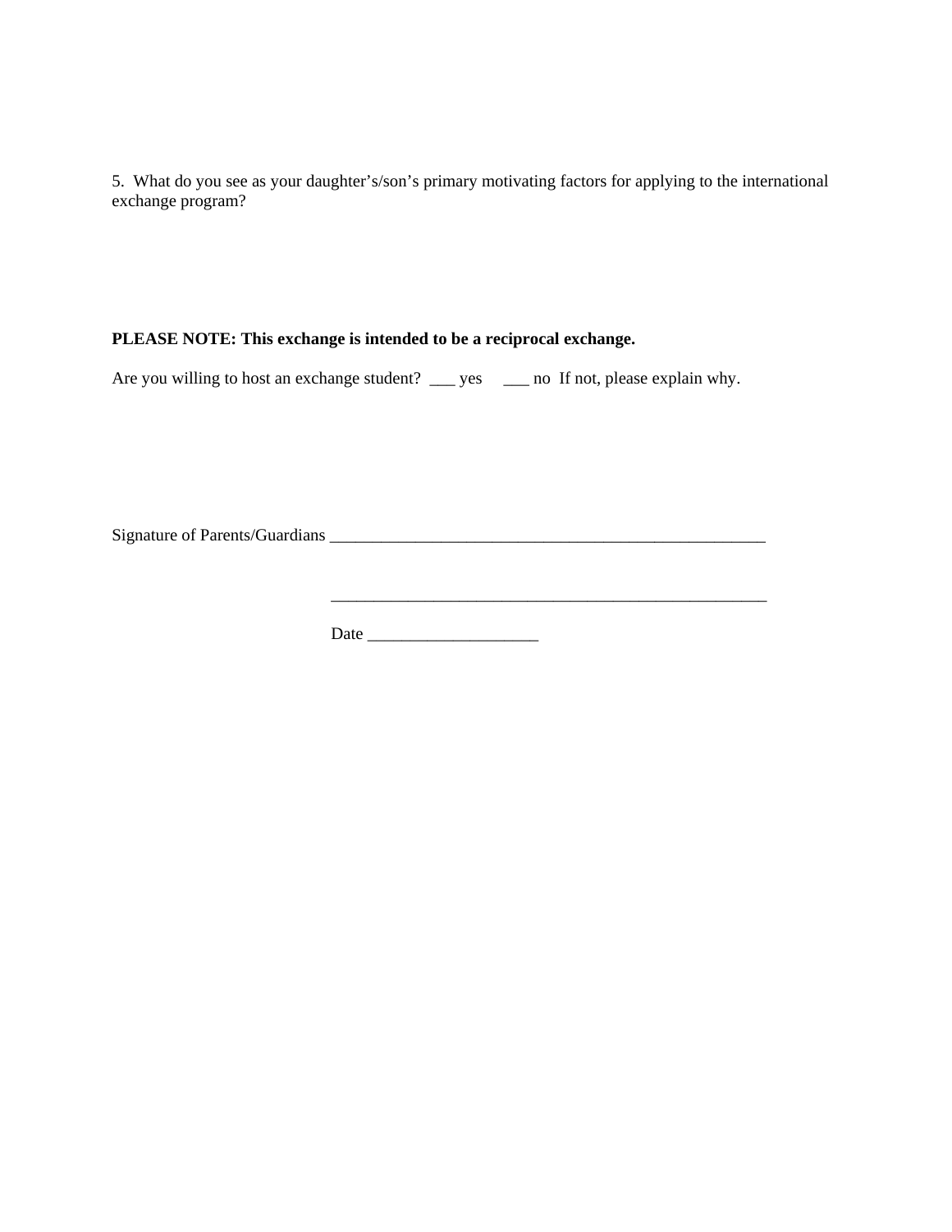5. What do you see as your daughter's/son's primary motivating factors for applying to the international exchange program?

**PLEASE NOTE: This exchange is intended to be a reciprocal exchange.**

Are you willing to host an exchange student? ___ yes ___ no If not, please explain why.

Signature of Parents/Guardians ____________________________________________________

____________________________________________________

Date ____________________